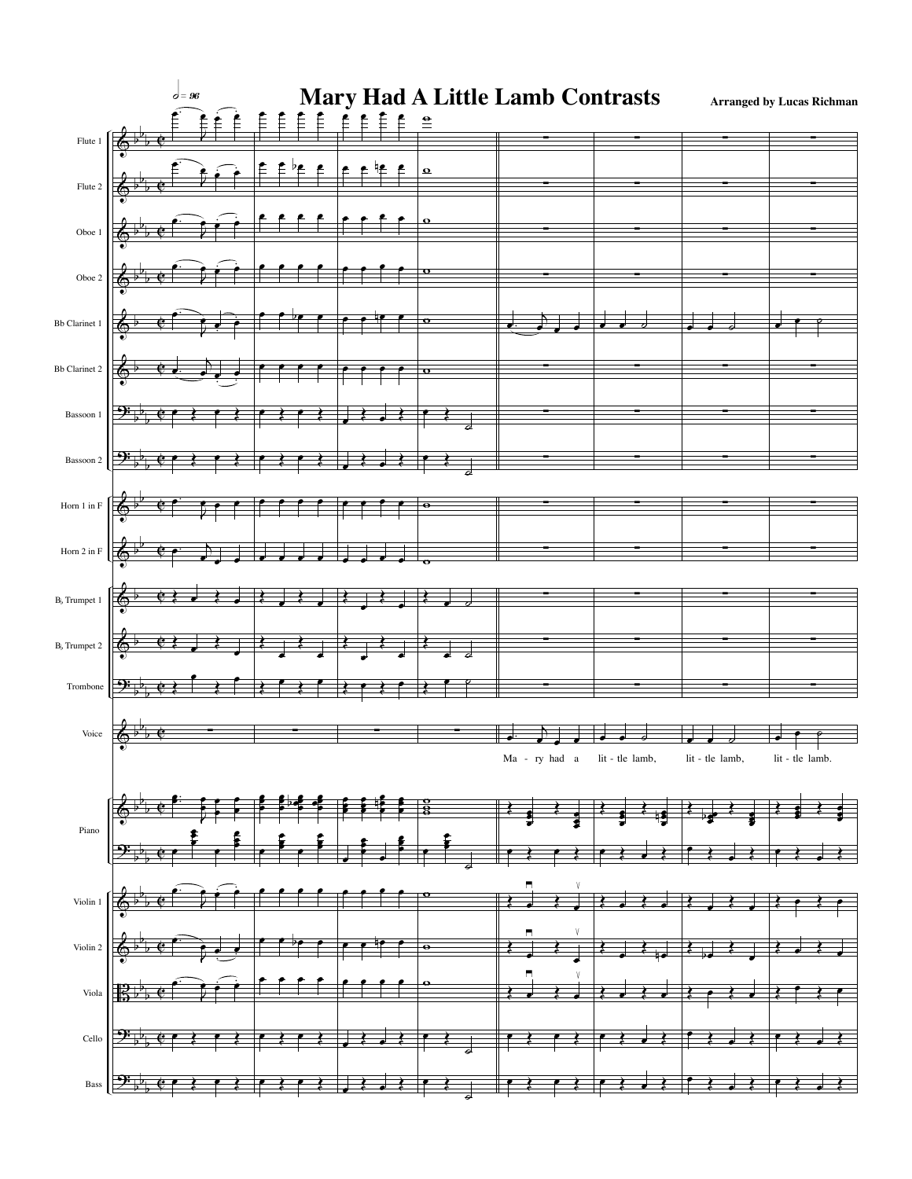# Mary Had A Little Lamb Contrasts

**Arranged by Lucas Richman**

Ma - ry had a lit - tle lamb, lit - tle lamb, lit - tle lamb.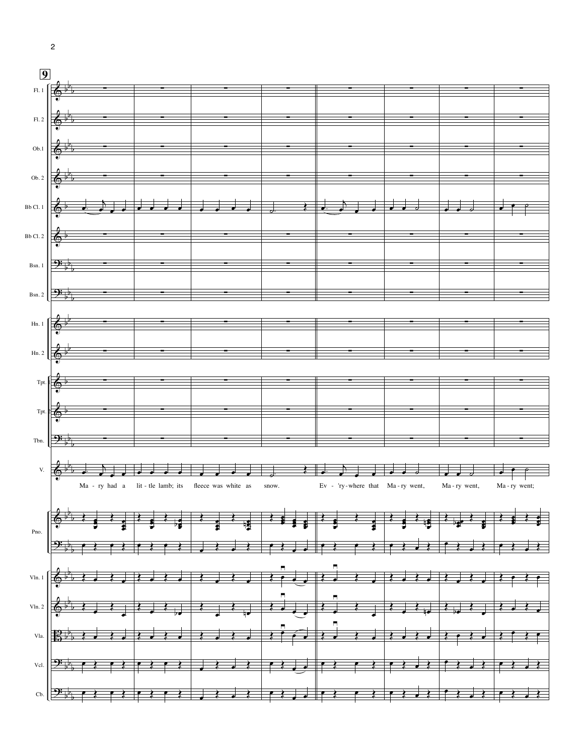**9**

Fl. 1

Fl. 2

Ob.1

Ob. 2

Bb Cl. 1

Bb Cl. 2

Bsn. 1

Bsn. 2

Hn. 1

Hn. 2

Tpt.

Tpt.

Tbn.

V.

Ma - ry had a lit - tle lamb; its fleece was white as snow. Ev - 'ry-where that Ma - ry went, Ma - ry went, Ma - ry went;

Pno.

Vln. 1

Vln. 2

Vla.

Vcl.

Cb.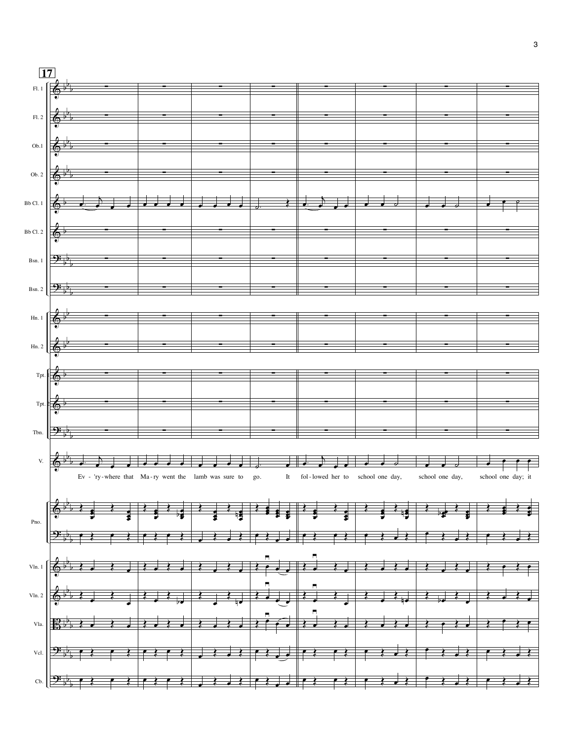**17**

Fl. 1

Fl. 2

Ob. 1

Ob. 2

Bb Cl. 1

Bb Cl. 2

Bsn. 1

Bsn. 2

Hn. 1

Hn. 2

Tpt.

Tpt.

Tbn.

V.

Ev - 'ry-where that Ma-ry went the lamb was sure to go. It fol-lowed her to school one day, school one day, school one day; it

Pno.

Vln. 1

Vln. 2

Vla.

Vcl.

Cb.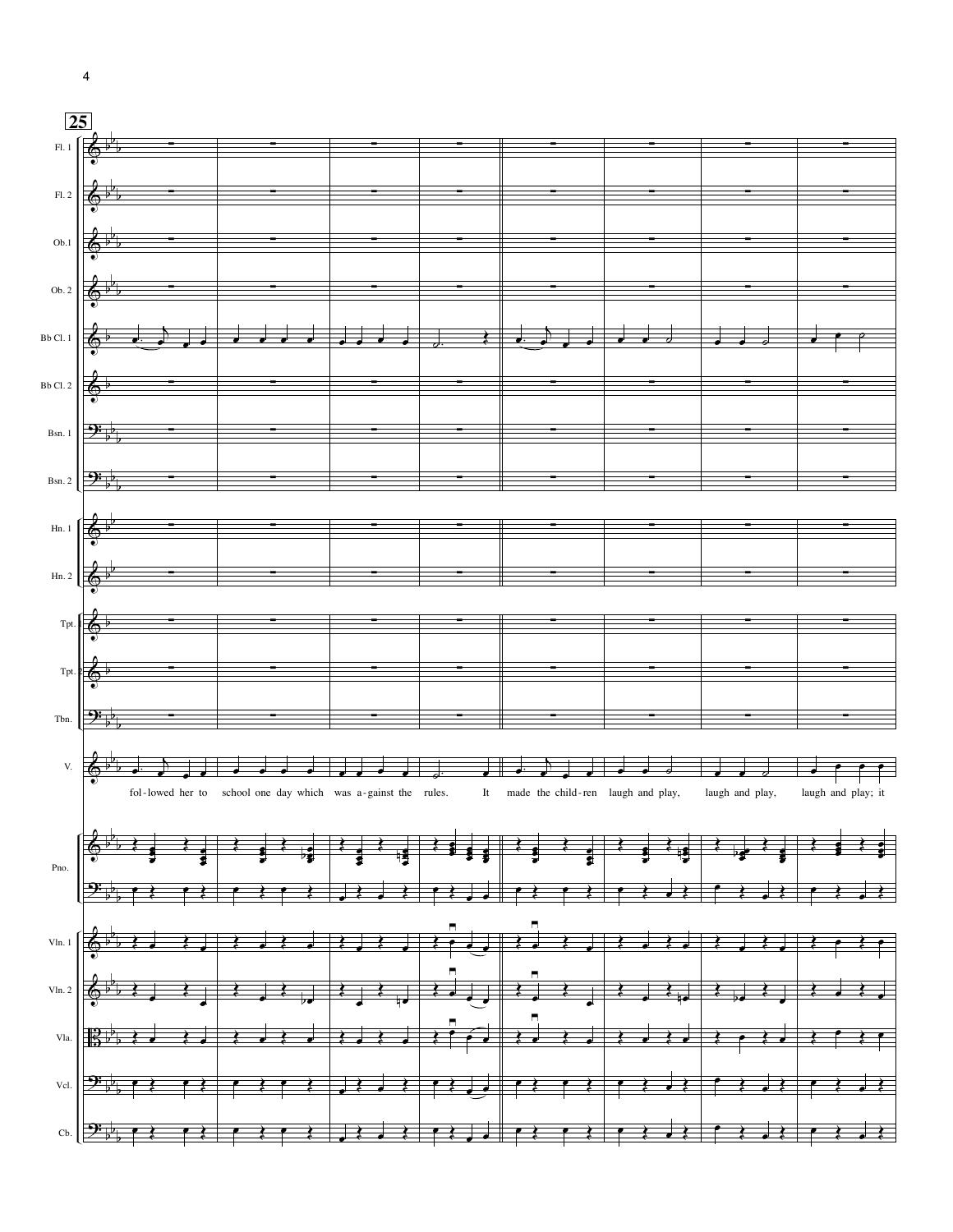25

Fl. 1

Fl. 2

Ob.1

Ob. 2

Bb Cl. 1

Bb Cl. 2

Bsn. 1

Bsn. 2

Hn. 1

Hn. 2

Tpt.

Tpt.

Tbn.

V.

fol-lowed her to school one day which was a-gainst the rules. It made the child-ren laugh and play, laugh and play, laugh and play; it

Pno.

Vln. 1

Vln. 2

Vla.

Vcl.

Cb.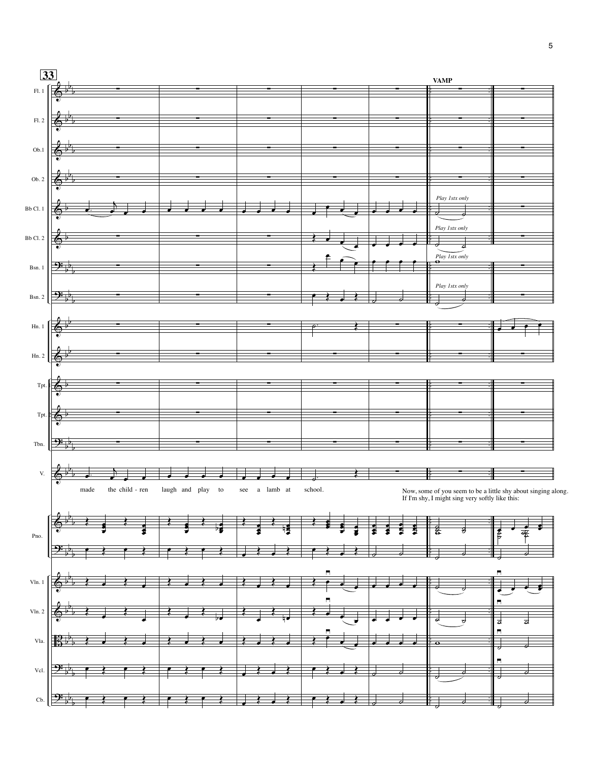**33**

**VAMP**

*Play 1stx only*

made the child - ren laugh and play to see a lamb at school.

Now, some of you seem to be a little shy about singing along.
If I'm shy, I might sing very softly like this: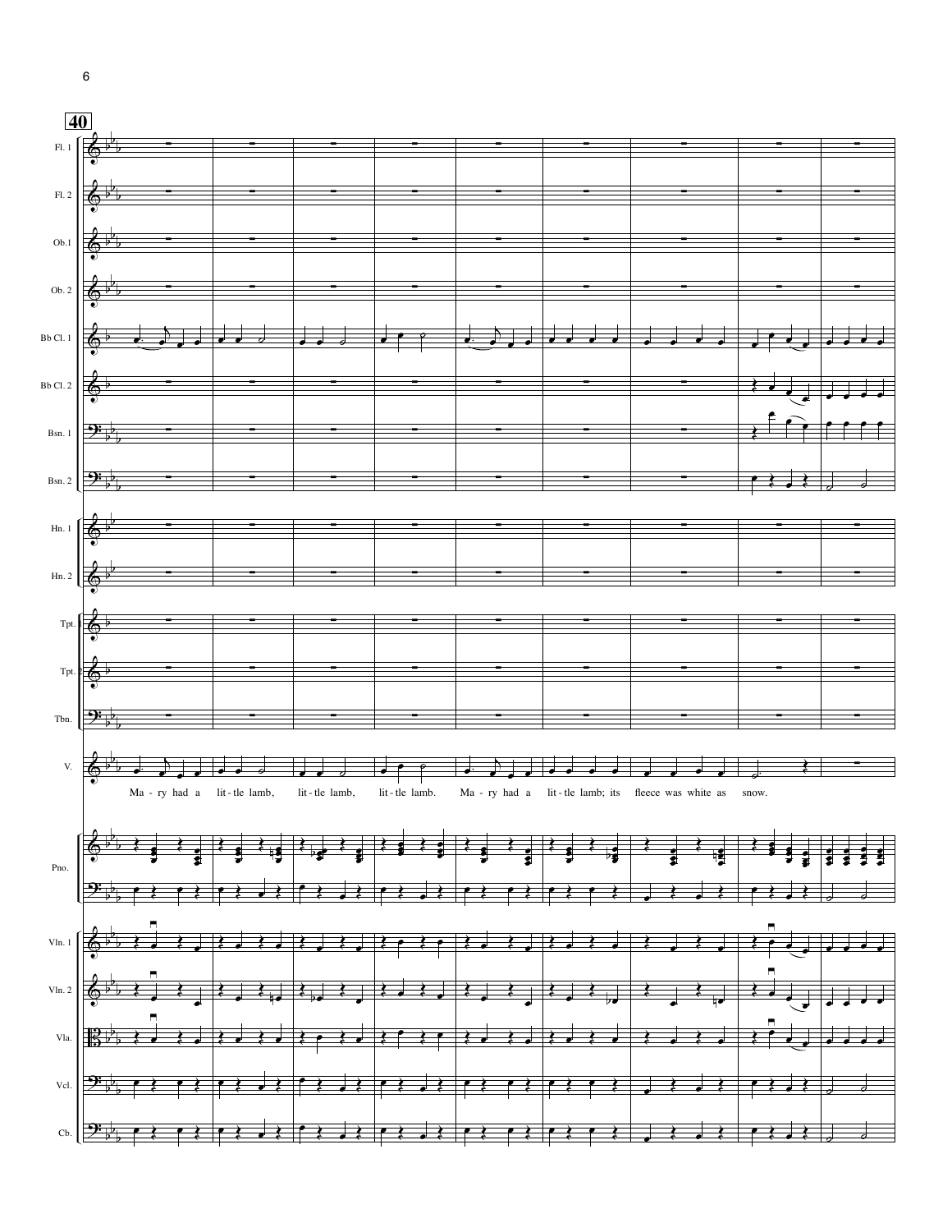**40**

Ma - ry had a lit - tle lamb, lit - tle lamb, lit - tle lamb. Ma - ry had a lit - tle lamb; its fleece was white as snow.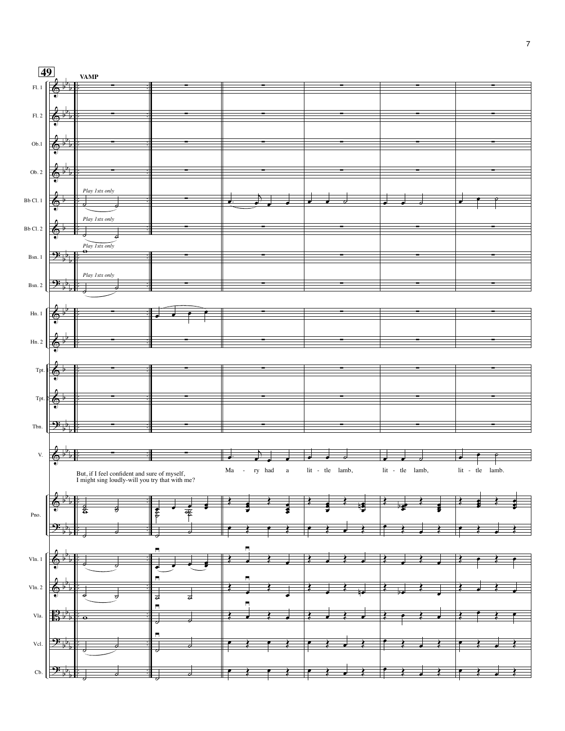**49**

**VAMP**

Fl. 1

Fl. 2

Ob.1

Ob. 2

Bb Cl. 1 — *Play 1stx only*

Bb Cl. 2 — *Play 1stx only*

Bsn. 1 — *Play 1stx only*

Bsn. 2 — *Play 1stx only*

Hn. 1

Hn. 2

Tpt.

Tpt.

Tbn.

V.

But, if I feel confident and sure of myself,
I might sing loudly-will you try that with me?

Ma - ry had a lit - tle lamb, lit - tle lamb, lit - tle lamb.

Pno.

Vln. 1

Vln. 2

Vla.

Vcl.

Cb.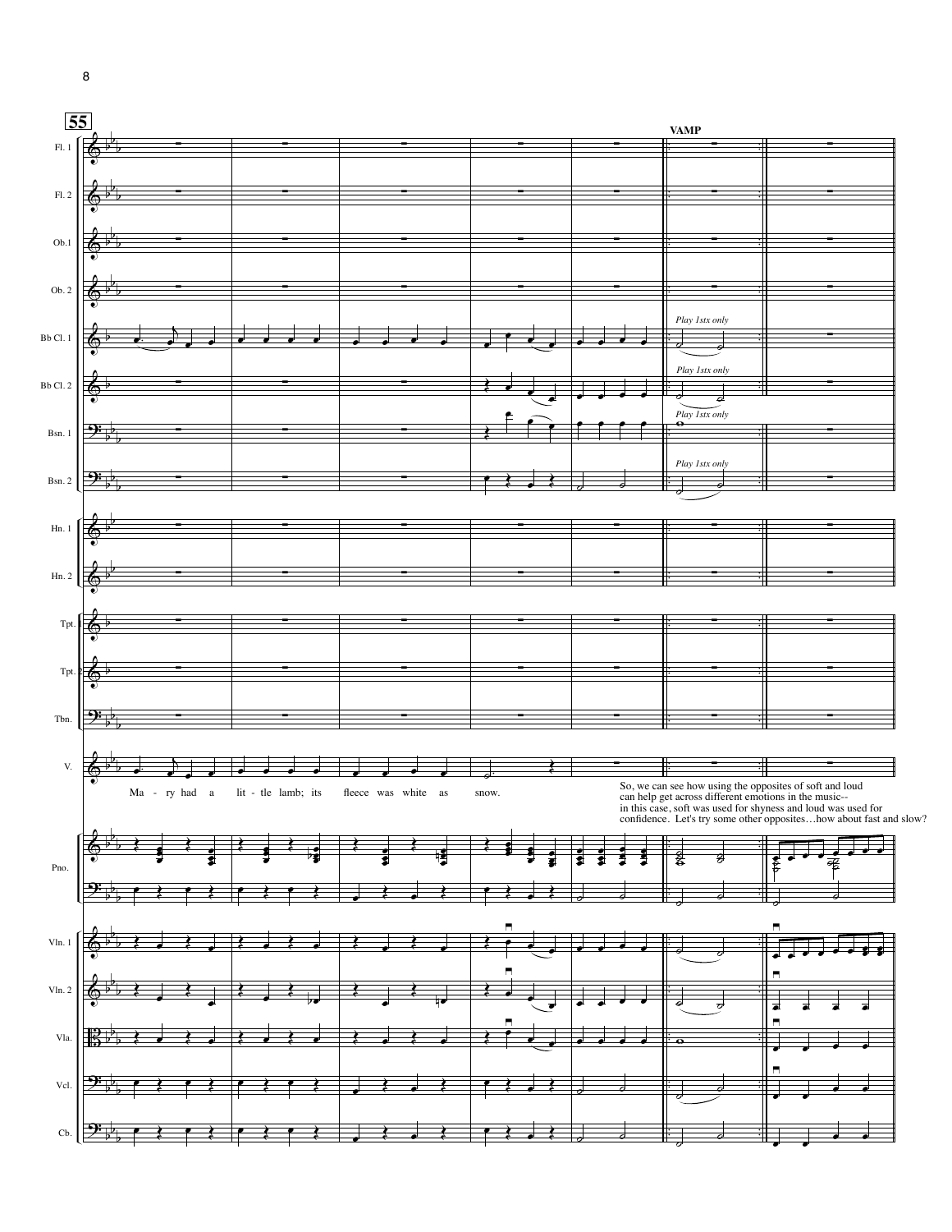**55**

**VAMP**

Fl. 1

Fl. 2

Ob.1

Ob. 2

Bb Cl. 1 — *Play 1stx only*

Bb Cl. 2 — *Play 1stx only*

Bsn. 1 — *Play 1stx only*

Bsn. 2 — *Play 1stx only*

Hn. 1

Hn. 2

Tpt.

Tpt.

Tbn.

V.

Ma - ry had a lit - tle lamb; its fleece was white as snow.

So, we can see how using the opposites of soft and loud can help get across different emotions in the music-- in this case, soft was used for shyness and loud was used for confidence. Let's try some other opposites…how about fast and slow?

Pno.

Vln. 1

Vln. 2

Vla.

Vcl.

Cb.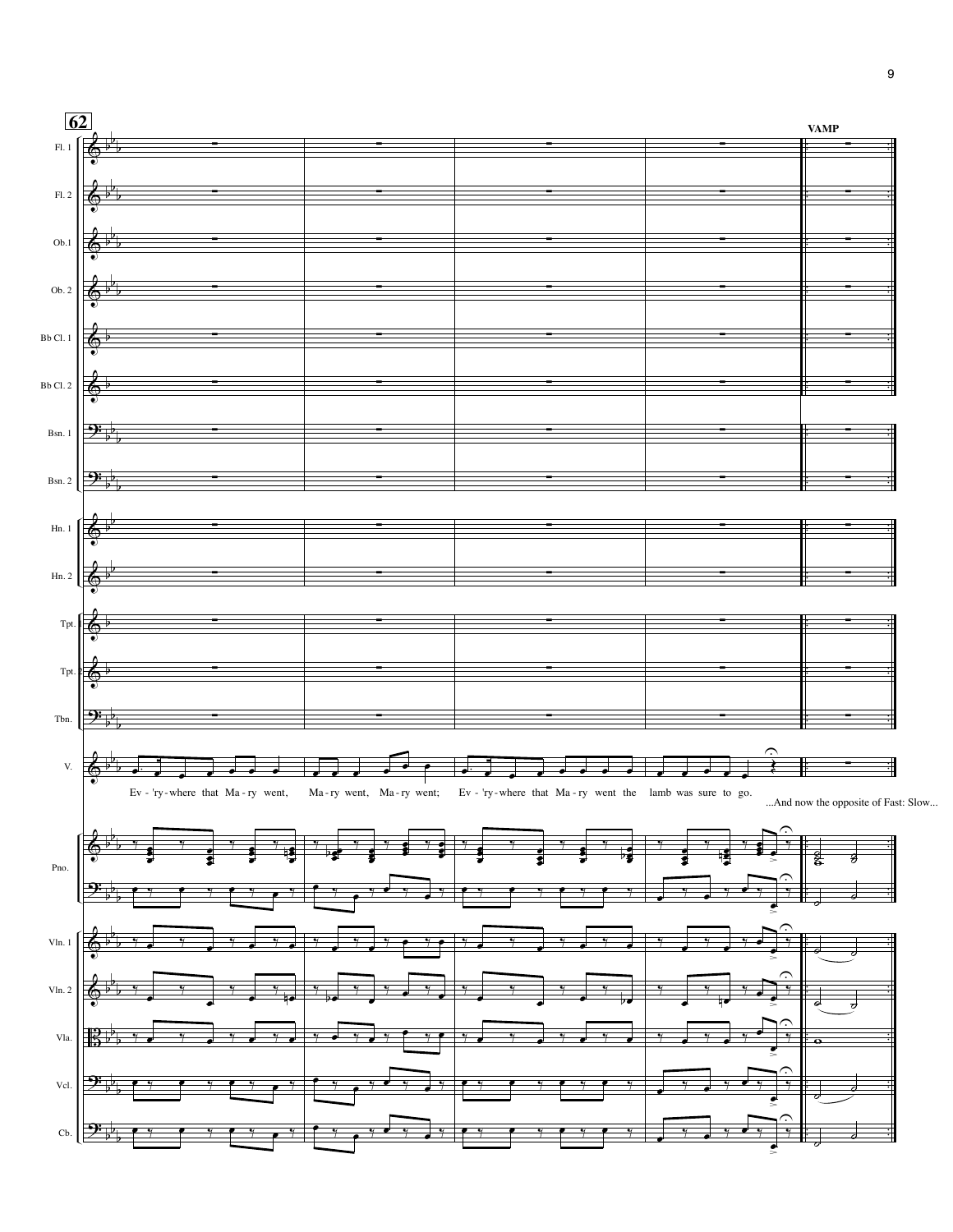**62**

**VAMP**

Fl. 1

Fl. 2

Ob.1

Ob. 2

Bb Cl. 1

Bb Cl. 2

Bsn. 1

Bsn. 2

Hn. 1

Hn. 2

Tpt.

Tpt.

Tbn.

V.

Ev - 'ry-where that Ma - ry went, Ma - ry went, Ma - ry went; Ev - 'ry-where that Ma - ry went the lamb was sure to go.

...And now the opposite of Fast: Slow...

Pno.

Vln. 1

Vln. 2

Vla.

Vcl.

Cb.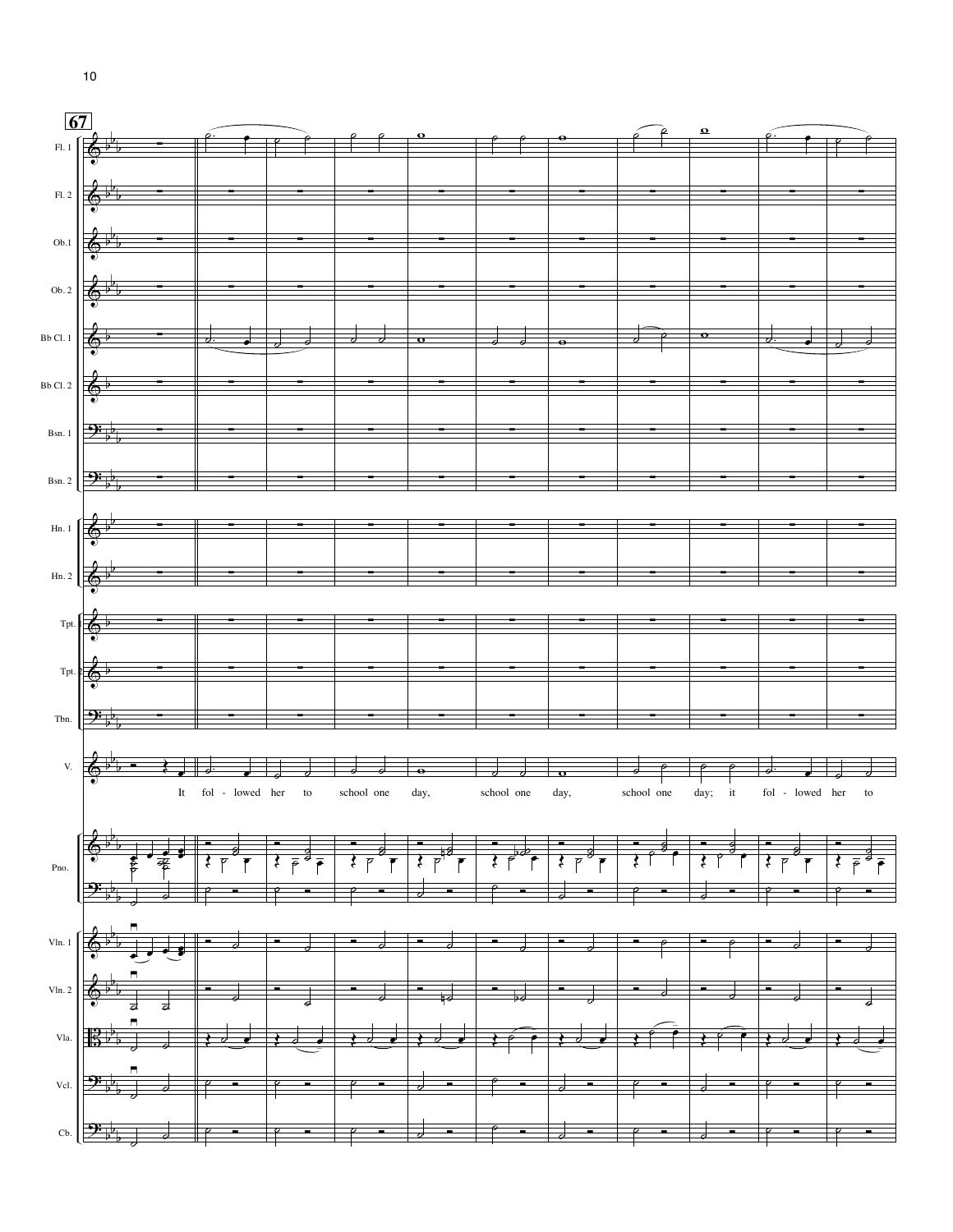**67**

Fl. 1

Fl. 2

Ob.1

Ob. 2

Bb Cl. 1

Bb Cl. 2

Bsn. 1

Bsn. 2

Hn. 1

Hn. 2

Tpt.

Tpt.

Tbn.

V.

It fol - lowed her to school one day, school one day, school one day; it fol - lowed her to

Pno.

Vln. 1

Vln. 2

Vla.

Vcl.

Cb.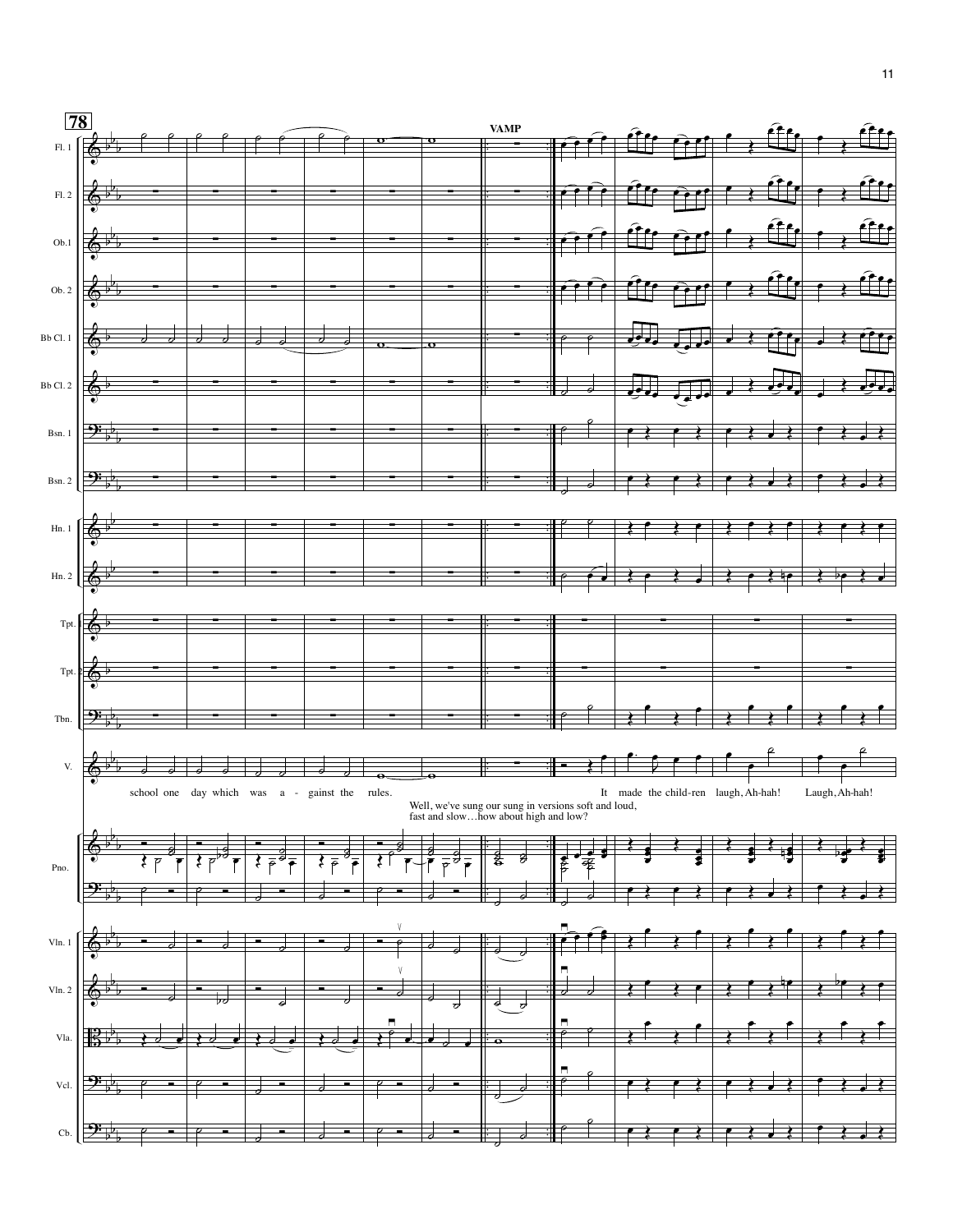**78**

**VAMP**

Fl. 1

Fl. 2

Ob.1

Ob. 2

Bb Cl. 1

Bb Cl. 2

Bsn. 1

Bsn. 2

Hn. 1

Hn. 2

Tpt.

Tpt.

Tbn.

V.

school one day which was a - gainst the rules.

Well, we've sung our sung in versions soft and loud, fast and slow…how about high and low?

It made the child-ren laugh, Ah-hah! Laugh, Ah-hah!

Pno.

Vln. 1

Vln. 2

Vla.

Vcl.

Cb.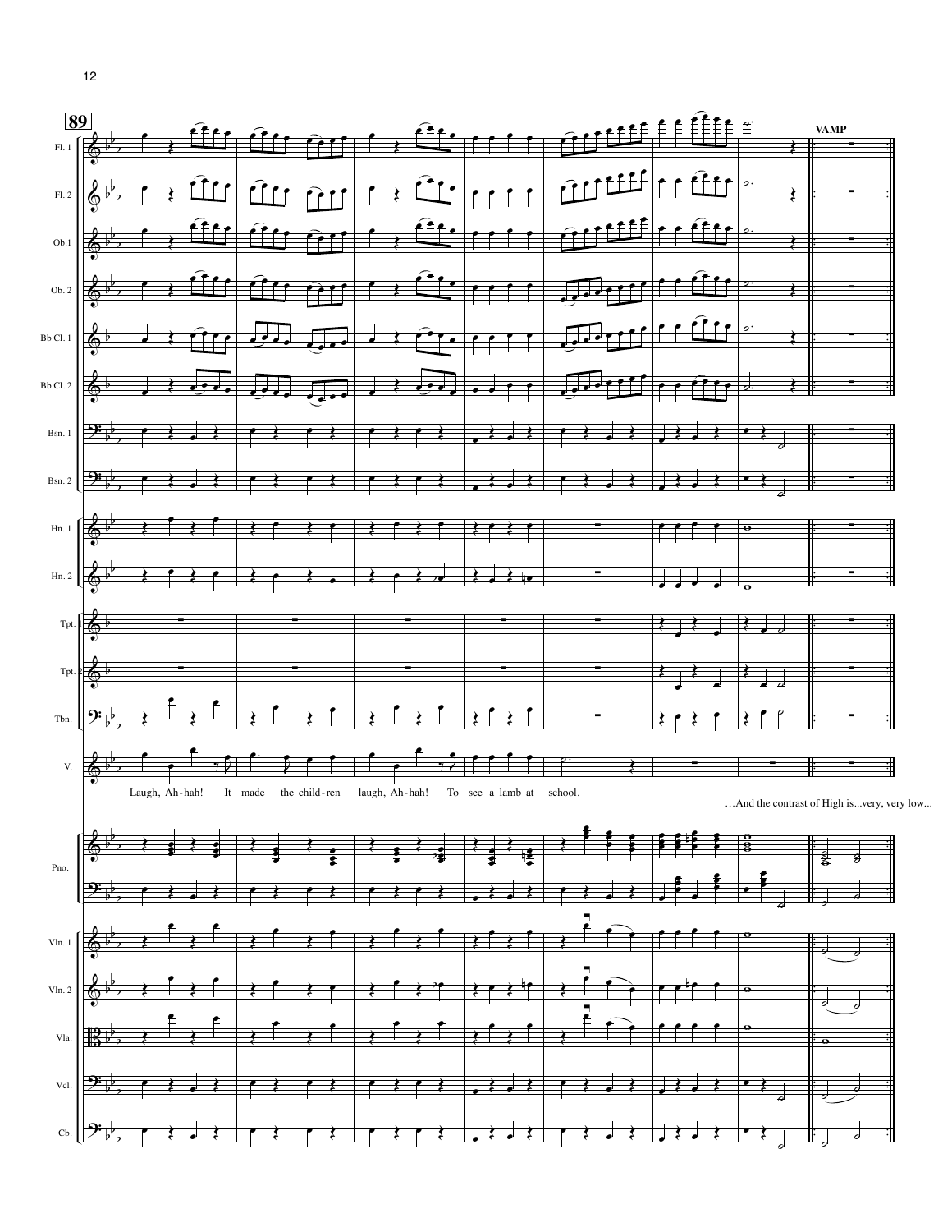**89**

**VAMP**

Fl. 1

Fl. 2

Ob.1

Ob. 2

Bb Cl. 1

Bb Cl. 2

Bsn. 1

Bsn. 2

Hn. 1

Hn. 2

Tpt.

Tpt.

Tbn.

V.

Laugh, Ah-hah! It made the child-ren laugh, Ah-hah! To see a lamb at school.

…And the contrast of High is...very, very low...

Pno.

Vln. 1

Vln. 2

Vla.

Vcl.

Cb.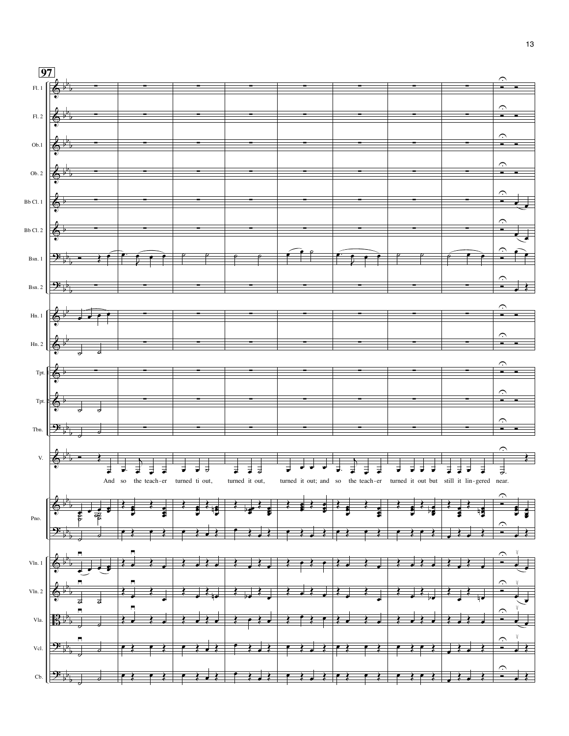**97**

And so the teach-er turned ti out, turned it out, turned it out; and so the teach-er turned it out but still it lin-gered near.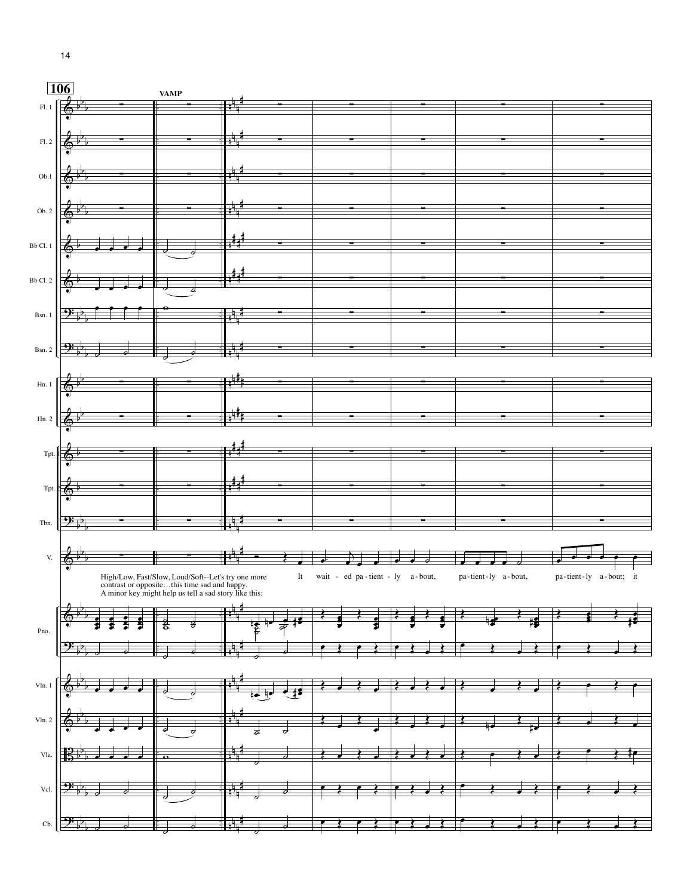**106**

**VAMP**

High/Low, Fast/Slow, Loud/Soft--Let's try one more contrast or opposite…this time sad and happy. A minor key might help us tell a sad story like this:

It wait - ed pa - tient - ly a - bout, pa - tient - ly a - bout, pa - tient - ly a - bout; it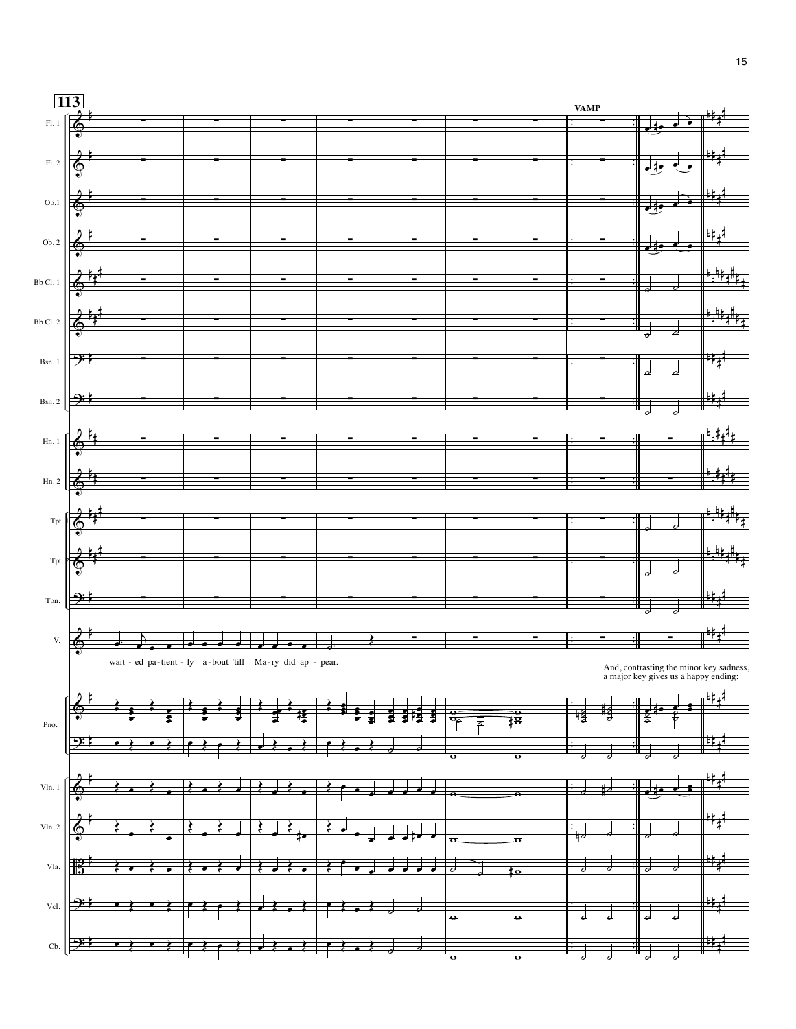113

VAMP

wait - ed pa - tient - ly a - bout 'till Ma - ry did ap - pear.

And, contrasting the minor key sadness, a major key gives us a happy ending: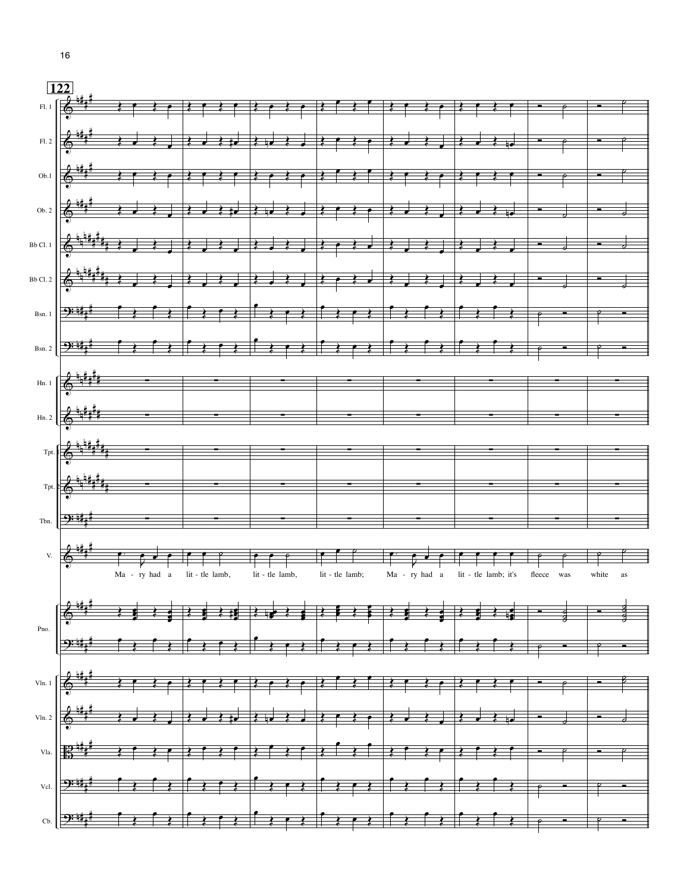**122**

Fl. 1

Fl. 2

Ob.1

Ob. 2

Bb Cl. 1

Bb Cl. 2

Bsn. 1

Bsn. 2

Hn. 1

Hn. 2

Tpt.

Tpt.

Tbn.

V.

Ma - ry had a lit - tle lamb, lit - tle lamb, lit - tle lamb; Ma - ry had a lit - tle lamb; it's fleece was white as

Pno.

Vln. 1

Vln. 2

Vla.

Vcl.

Cb.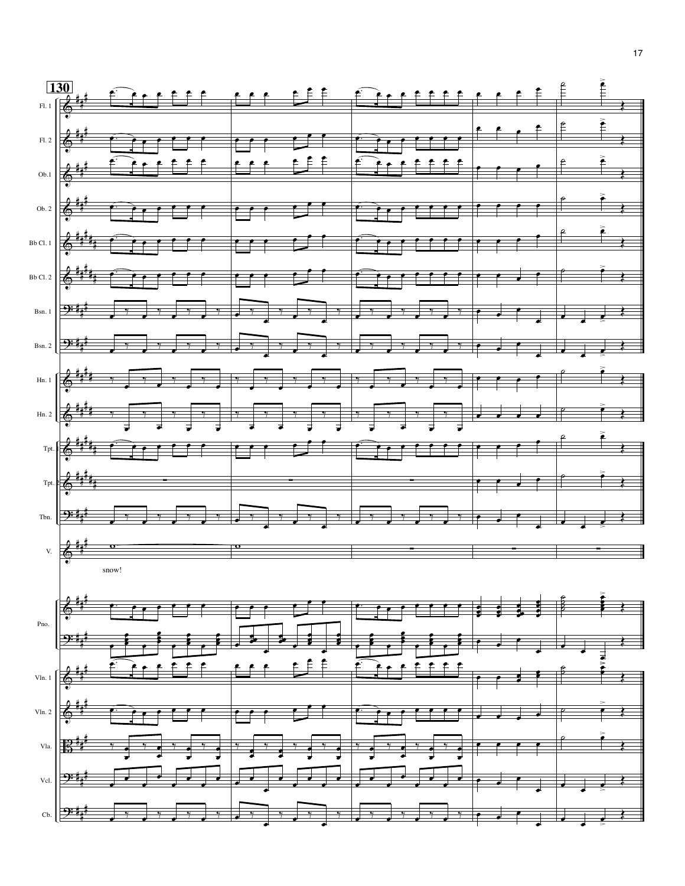130

Fl. 1

Fl. 2

Ob.1

Ob. 2

Bb Cl. 1

Bb Cl. 2

Bsn. 1

Bsn. 2

Hn. 1

Hn. 2

Tpt.

Tpt.

Tbn.

V.

snow!

Pno.

Vln. 1

Vln. 2

Vla.

Vcl.

Cb.